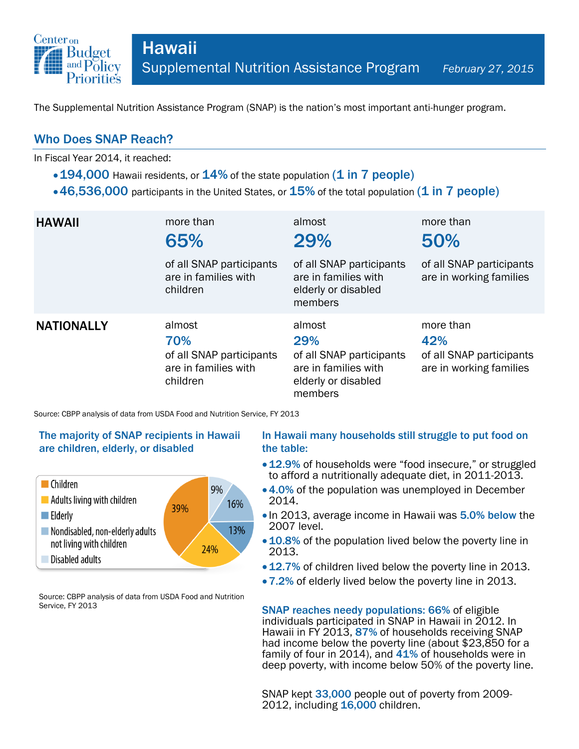# Hawaii

## Supplemental Nutrition Assistance Program

*February 27, 2015*

The Supplemental Nutrition Assistance Program (SNAP) is the nation's most important anti-hunger program.

## Who Does SNAP Reach?

In Fiscal Year 2014, it reached:

- **194,000** Hawaii residents, or **14%** of the state population **(1 in 7 people)**
- **46,536,000** participants in the United States, or **15%** of the total population **(1 in 7 people)**

| | | | |
|---|---|---|---|
| **HAWAII** | more than **65%** of all SNAP participants are in families with children | almost **29%** of all SNAP participants are in families with elderly or disabled members | more than **50%** of all SNAP participants are in working families |
| **NATIONALLY** | almost **70%** of all SNAP participants are in families with children | almost **29%** of all SNAP participants are in families with elderly or disabled members | more than **42%** of all SNAP participants are in working families |

Source: CBPP analysis of data from USDA Food and Nutrition Service, FY 2013

### The majority of SNAP recipients in Hawaii are children, elderly, or disabled

| Category | Share |
|---|---|
| Children | 39% |
| Adults living with children | 24% |
| Elderly | 13% |
| Nondisabled, non-elderly adults not living with children | 16% |
| Disabled adults | 9% |

Source: CBPP analysis of data from USDA Food and Nutrition Service, FY 2013

### In Hawaii many households still struggle to put food on the table:

- **12.9%** of households were "food insecure," or struggled to afford a nutritionally adequate diet, in 2011-2013.
- **4.0%** of the population was unemployed in December 2014.
- In 2013, average income in Hawaii was **5.0% below** the 2007 level.
- **10.8%** of the population lived below the poverty line in 2013.
- **12.7%** of children lived below the poverty line in 2013.
- **7.2%** of elderly lived below the poverty line in 2013.

**SNAP reaches needy populations: 66%** of eligible individuals participated in SNAP in Hawaii in 2012. In Hawaii in FY 2013, **87%** of households receiving SNAP had income below the poverty line (about $23,850 for a family of four in 2014), and **41%** of households were in deep poverty, with income below 50% of the poverty line.

SNAP kept **33,000** people out of poverty from 2009-2012, including **16,000** children.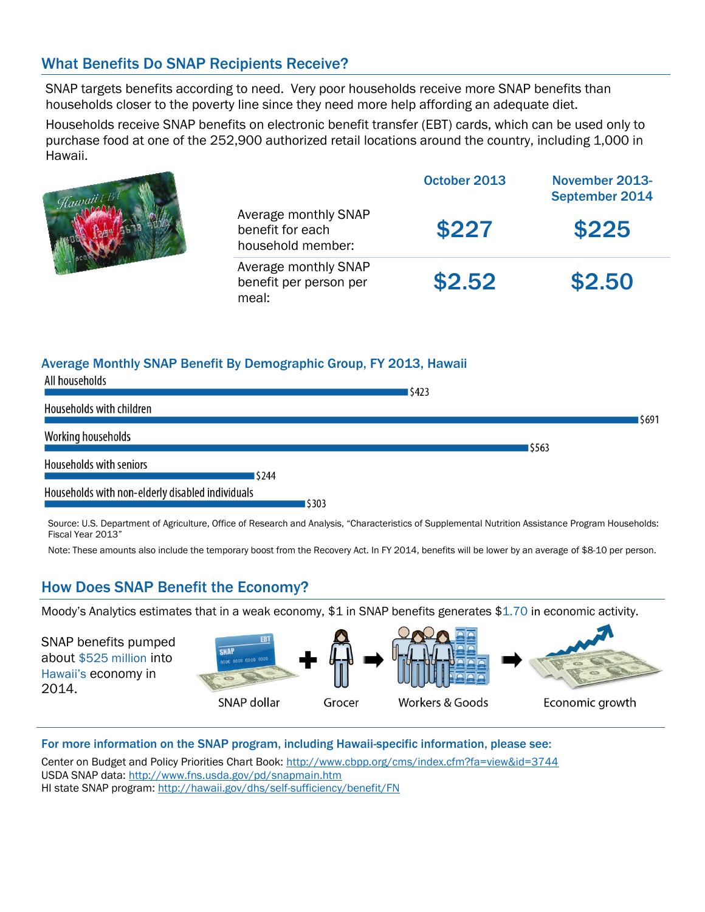## What Benefits Do SNAP Recipients Receive?

SNAP targets benefits according to need. Very poor households receive more SNAP benefits than households closer to the poverty line since they need more help affording an adequate diet.

Households receive SNAP benefits on electronic benefit transfer (EBT) cards, which can be used only to purchase food at one of the 252,900 authorized retail locations around the country, including 1,000 in Hawaii.

| | October 2013 | November 2013-September 2014 |
|---|---|---|
| Average monthly SNAP benefit for each household member: | $227 | $225 |
| Average monthly SNAP benefit per person per meal: | $2.52 | $2.50 |

### Average Monthly SNAP Benefit By Demographic Group, FY 2013, Hawaii

All households
$423
Households with children
$691
Working households
$563
Households with seniors
$244
Households with non-elderly disabled individuals
$303

Source: U.S. Department of Agriculture, Office of Research and Analysis, "Characteristics of Supplemental Nutrition Assistance Program Households: Fiscal Year 2013"

Note: These amounts also include the temporary boost from the Recovery Act. In FY 2014, benefits will be lower by an average of $8-10 per person.

## How Does SNAP Benefit the Economy?

Moody's Analytics estimates that in a weak economy, $1 in SNAP benefits generates $1.70 in economic activity.

SNAP benefits pumped about $525 million into Hawaii's economy in 2014.

SNAP dollar + Grocer → Workers & Goods → Economic growth

### For more information on the SNAP program, including Hawaii-specific information, please see:

Center on Budget and Policy Priorities Chart Book: http://www.cbpp.org/cms/index.cfm?fa=view&id=3744
USDA SNAP data: http://www.fns.usda.gov/pd/snapmain.htm
HI state SNAP program: http://hawaii.gov/dhs/self-sufficiency/benefit/FN